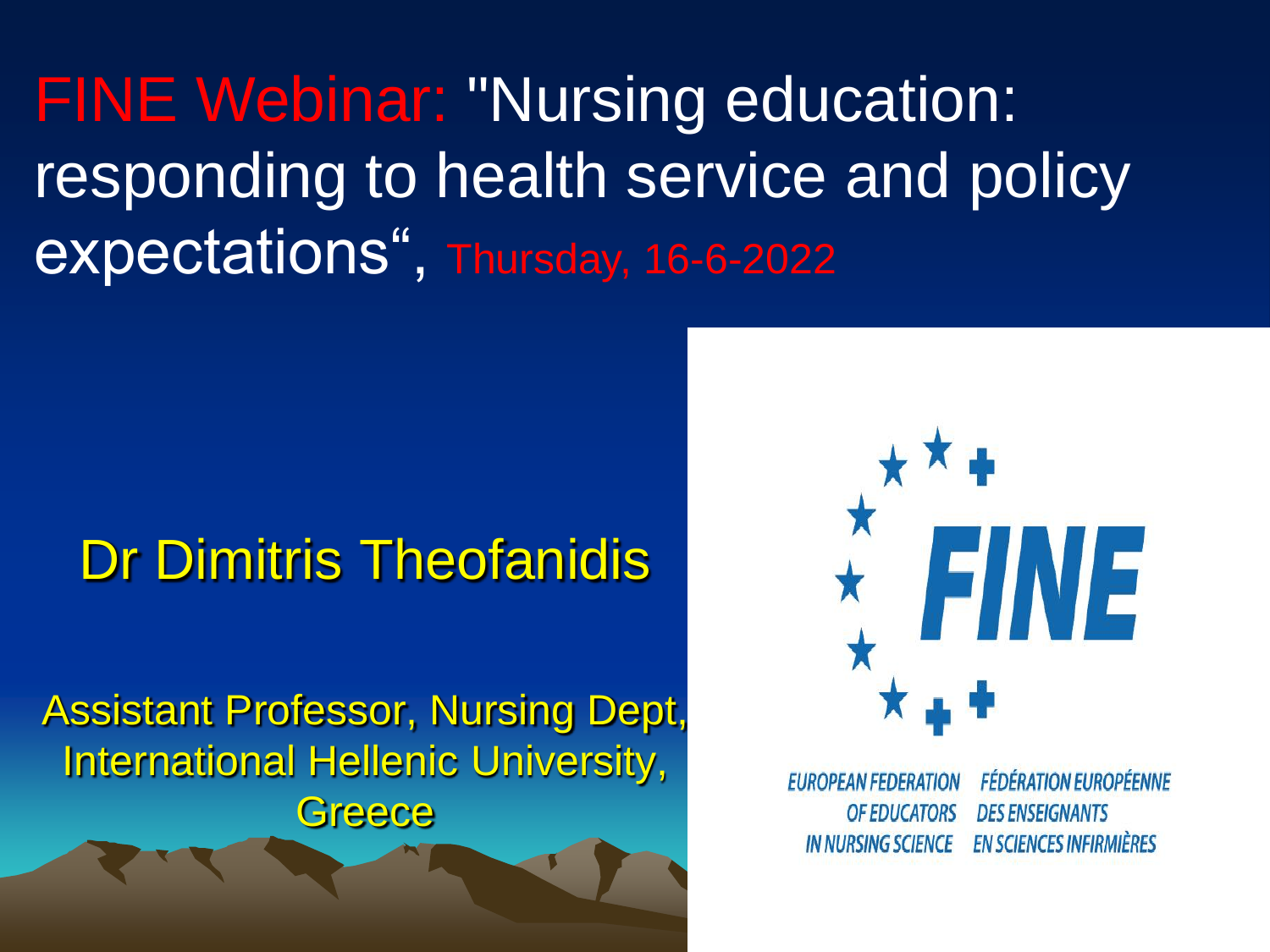# FINE Webinar: "Nursing education: responding to health service and policy expectations", Thursday, 16-6-2022

## Dr Dimitris Theofanidis

Assistant Professor, Nursing Dept, International Hellenic University, Greece

FINE

EUROPEAN FEDERATION OF EDUCATORS IN NURSING SCIENCE

FÉDÉRATION EUROPÉENNE DES ENSEIGNANTS EN SCIENCES INFIRMIÈRES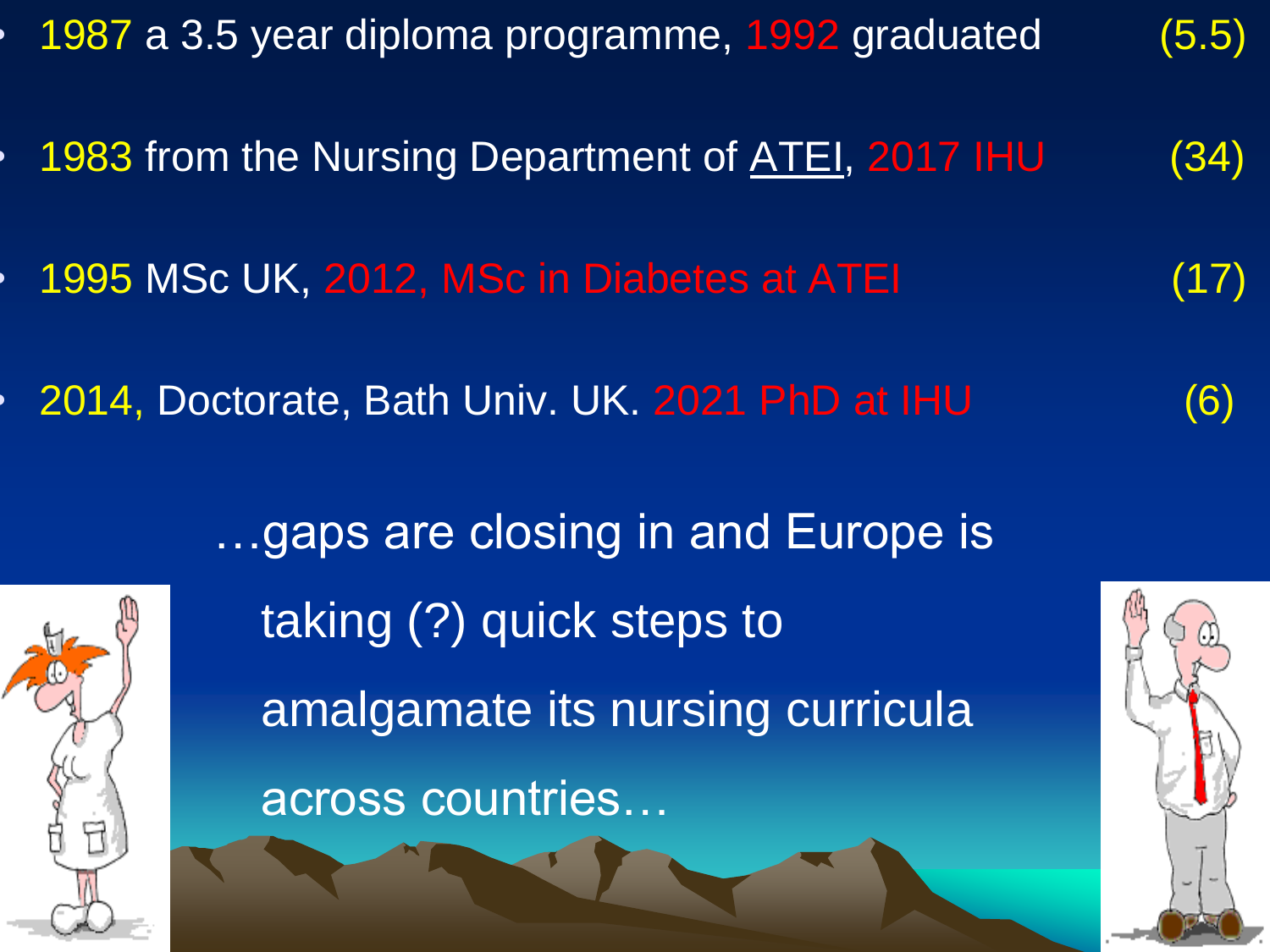- 1987 a 3.5 year diploma programme, 1992 graduated (5.5)
- 1983 from the Nursing Department of ATEI, 2017 IHU (34)
- 1995 MSc UK, 2012, MSc in Diabetes at ATEI (17)
- 2014, Doctorate, Bath Univ. UK. 2021 PhD at IHU (6)

…gaps are closing in and Europe is taking (?) quick steps to amalgamate its nursing curricula across countries…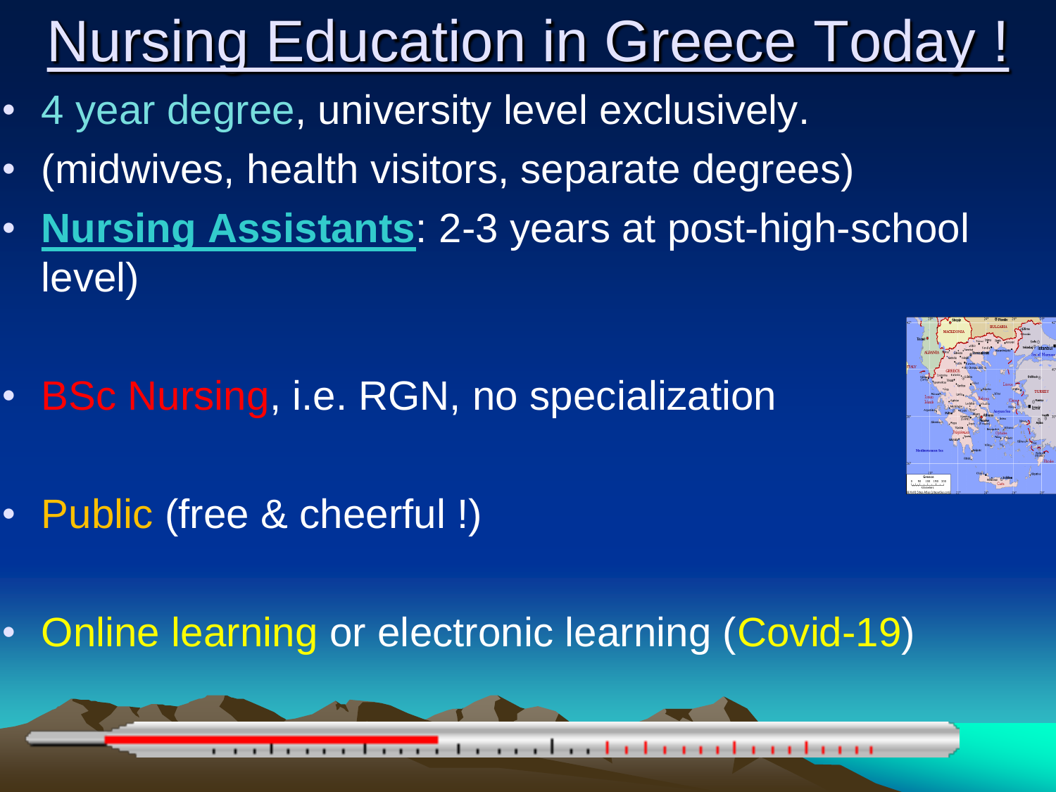# Nursing Education in Greece Today !

- 4 year degree, university level exclusively.
- (midwives, health visitors, separate degrees)
- **Nursing Assistants**: 2-3 years at post-high-school level)
- BSc Nursing, i.e. RGN, no specialization
- Public (free & cheerful !)
- Online learning or electronic learning (Covid-19)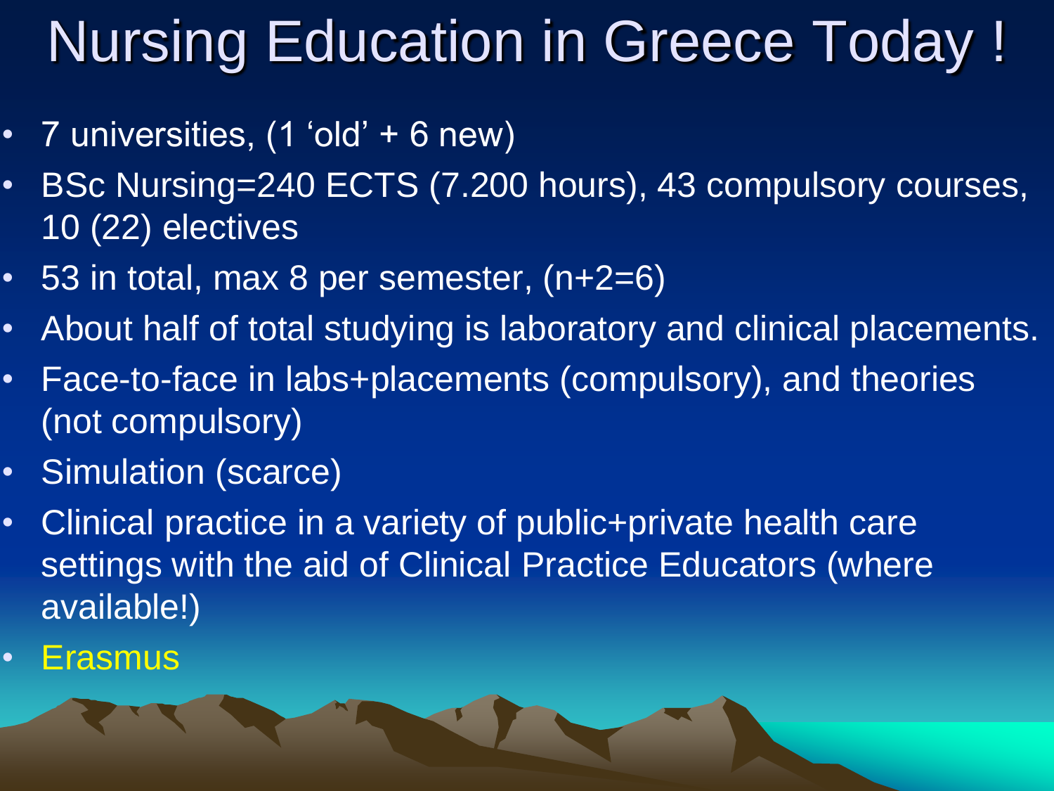# Nursing Education in Greece Today !

- 7 universities, (1 'old' + 6 new)
- BSc Nursing=240 ECTS (7.200 hours), 43 compulsory courses, 10 (22) electives
- 53 in total, max 8 per semester, (n+2=6)
- About half of total studying is laboratory and clinical placements.
- Face-to-face in labs+placements (compulsory), and theories (not compulsory)
- Simulation (scarce)
- Clinical practice in a variety of public+private health care settings with the aid of Clinical Practice Educators (where available!)
- Erasmus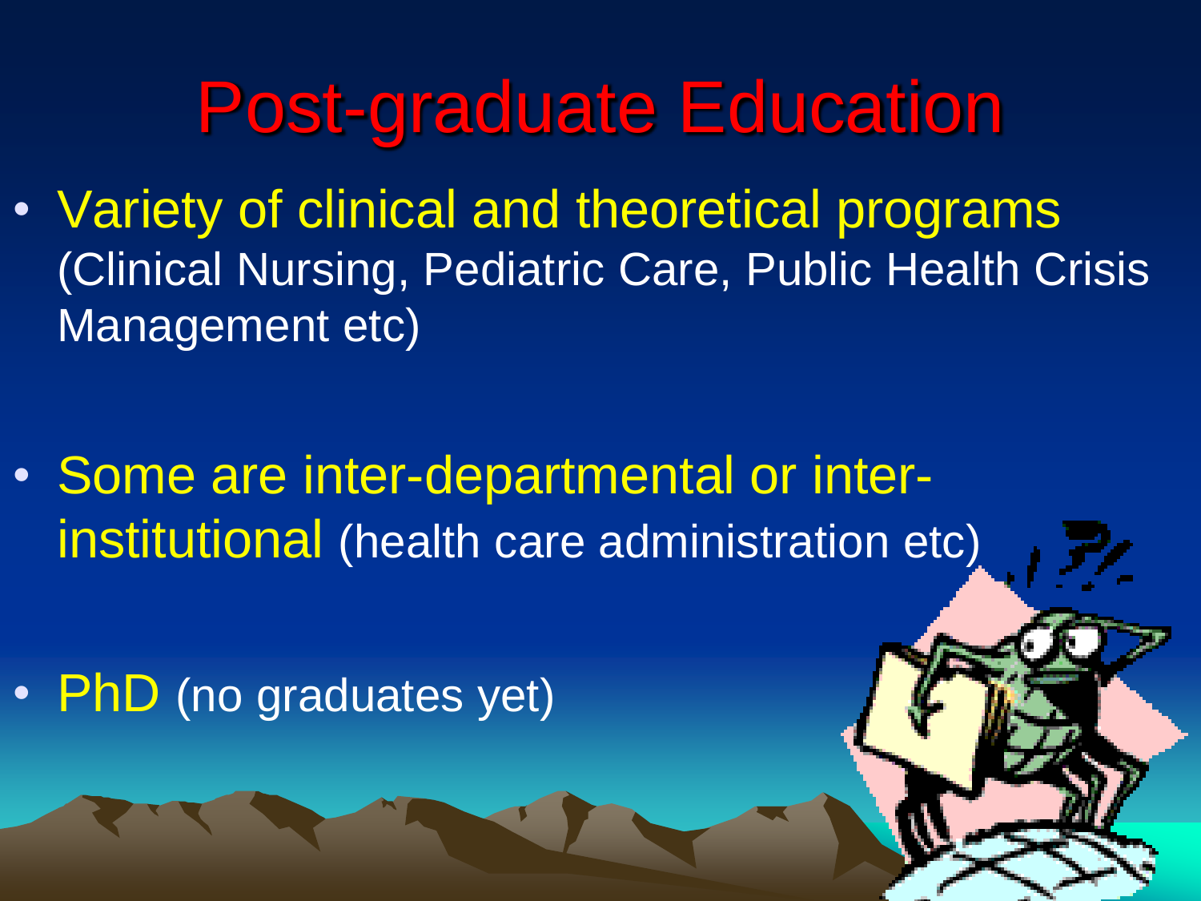# Post-graduate Education

- Variety of clinical and theoretical programs (Clinical Nursing, Pediatric Care, Public Health Crisis Management etc)

- Some are inter-departmental or inter-institutional (health care administration etc)

- PhD (no graduates yet)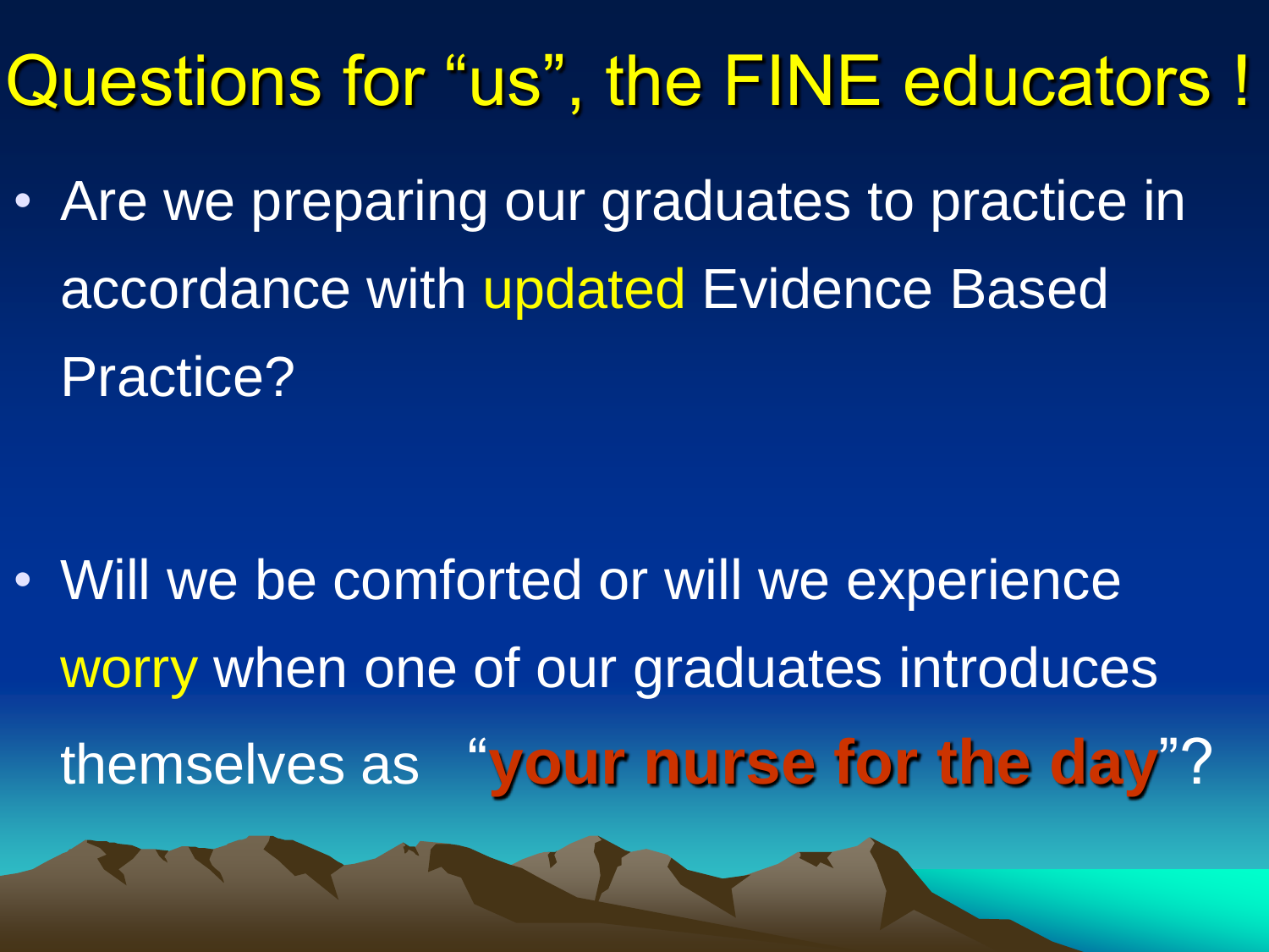# Questions for "us", the FINE educators !

- Are we preparing our graduates to practice in accordance with updated Evidence Based Practice?

- Will we be comforted or will we experience worry when one of our graduates introduces themselves as "**your nurse for the day**"?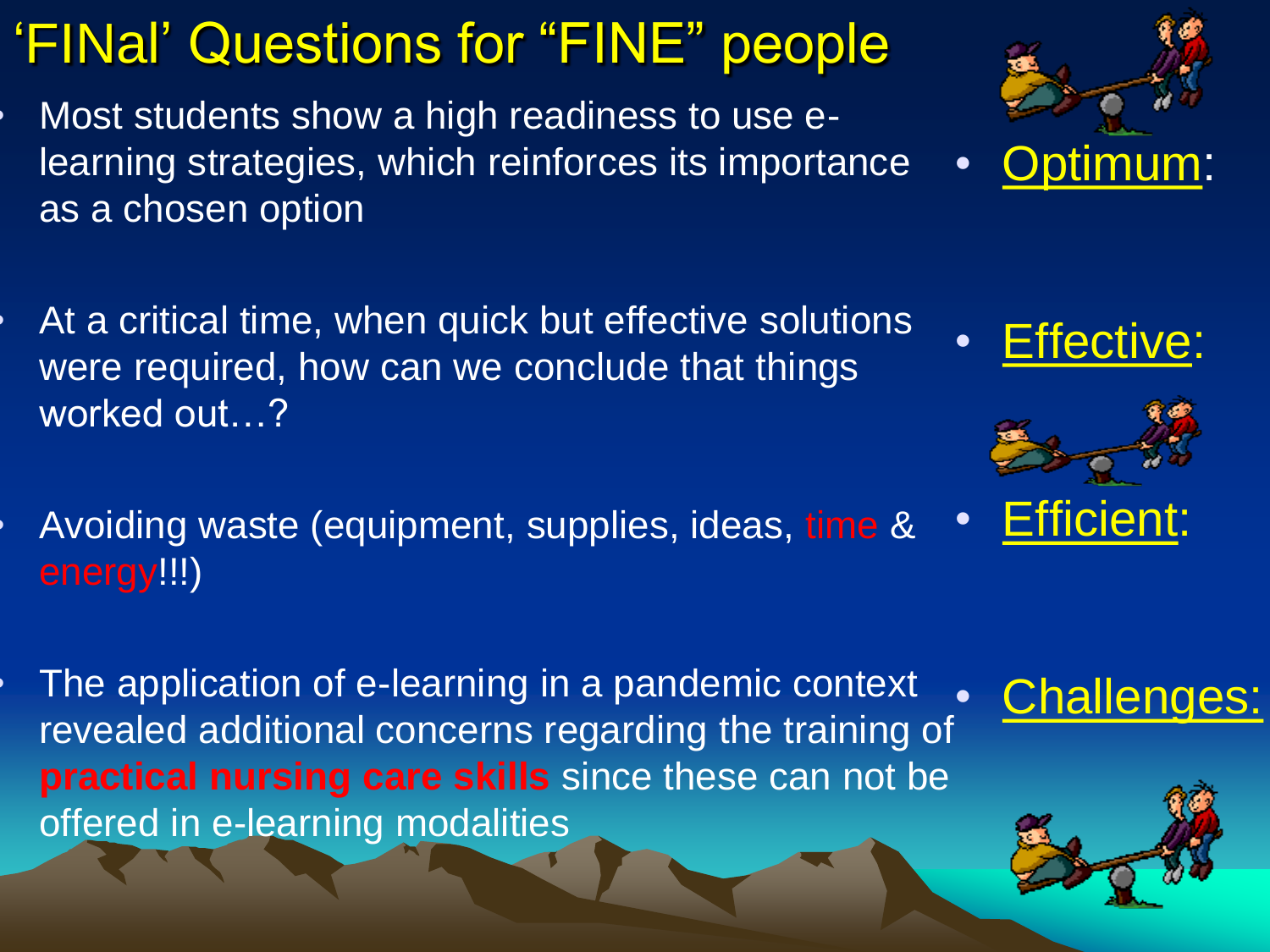# 'FINal' Questions for "FINE" people

- Most students show a high readiness to use e-learning strategies, which reinforces its importance as a chosen option
- At a critical time, when quick but effective solutions were required, how can we conclude that things worked out…?
- Avoiding waste (equipment, supplies, ideas, time & energy!!!)
- The application of e-learning in a pandemic context revealed additional concerns regarding the training of **practical nursing care skills** since these can not be offered in e-learning modalities

- Optimum:
- Effective:
- Efficient:
- Challenges: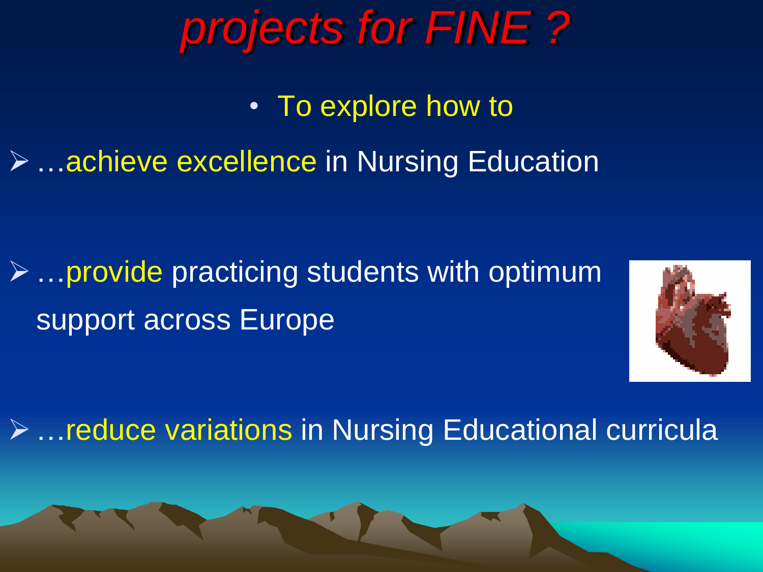# *projects for FINE ?*

- To explore how to

- …achieve excellence in Nursing Education

- …provide practicing students with optimum support across Europe

- …reduce variations in Nursing Educational curricula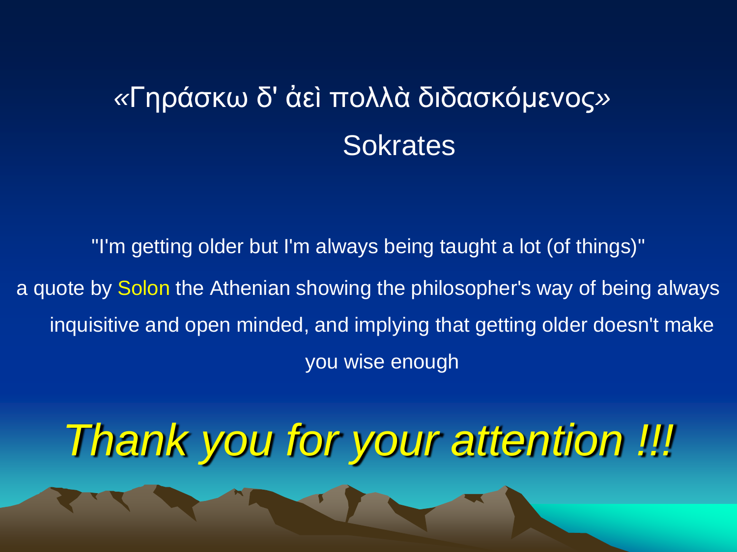«Γηράσκω δ' ἀεὶ πολλὰ διδασκόμενος»

Sokrates

"I'm getting older but I'm always being taught a lot (of things)"

a quote by Solon the Athenian showing the philosopher's way of being always inquisitive and open minded, and implying that getting older doesn't make you wise enough

*Thank you for your attention !!!*